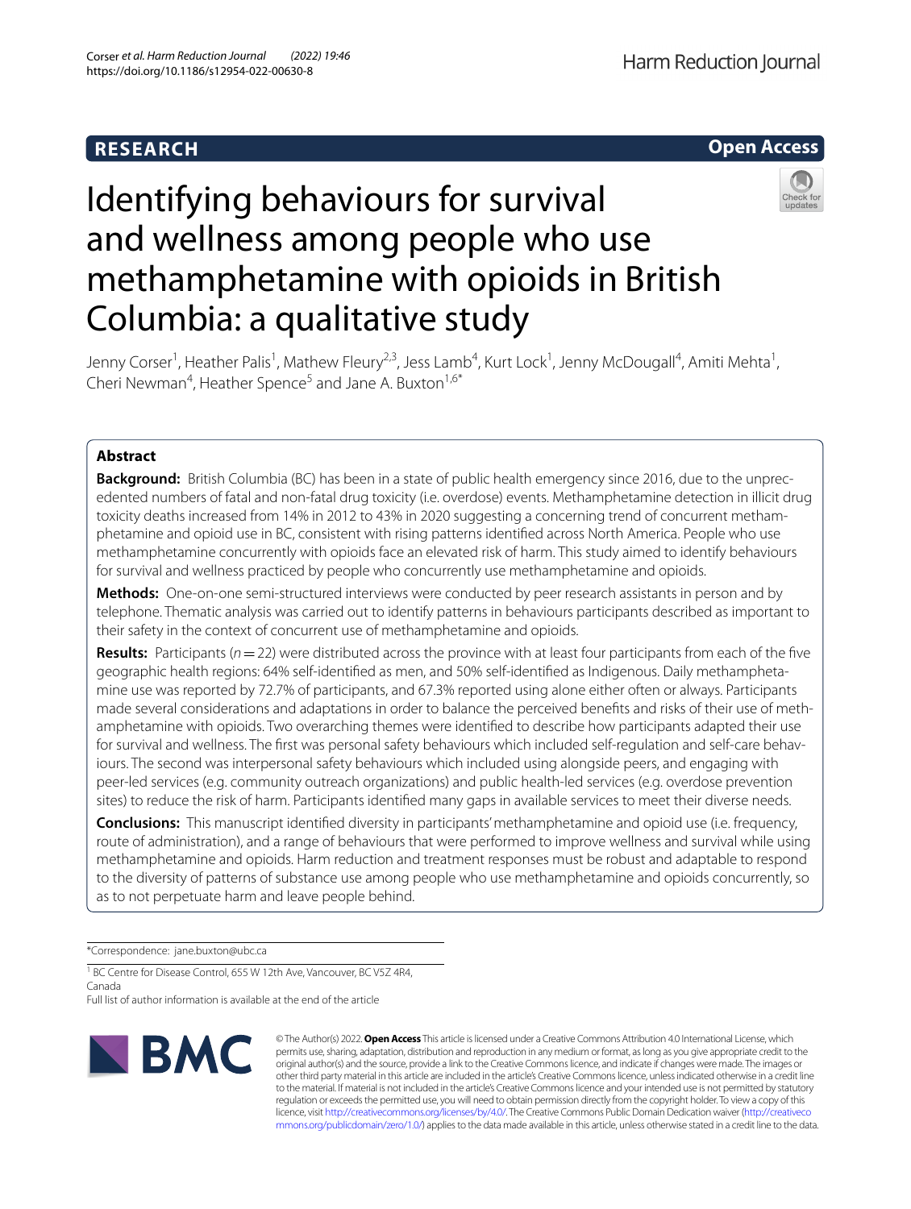RESEARCH

Open Access

# Identifying behaviours for survival and wellness among people who use methamphetamine with opioids in British Columbia: a qualitative study

Jenny Corser[1], Heather Palis[1], Mathew Fleury[2,3], Jess Lamb[4], Kurt Lock[1], Jenny McDougall[4], Amiti Mehta[1], Cheri Newman[4], Heather Spence[5] and Jane A. Buxton[1,6*]

## Abstract

**Background:** British Columbia (BC) has been in a state of public health emergency since 2016, due to the unprecedented numbers of fatal and non-fatal drug toxicity (i.e. overdose) events. Methamphetamine detection in illicit drug toxicity deaths increased from 14% in 2012 to 43% in 2020 suggesting a concerning trend of concurrent methamphetamine and opioid use in BC, consistent with rising patterns identified across North America. People who use methamphetamine concurrently with opioids face an elevated risk of harm. This study aimed to identify behaviours for survival and wellness practiced by people who concurrently use methamphetamine and opioids.

**Methods:** One-on-one semi-structured interviews were conducted by peer research assistants in person and by telephone. Thematic analysis was carried out to identify patterns in behaviours participants described as important to their safety in the context of concurrent use of methamphetamine and opioids.

**Results:** Participants ($n = 22$) were distributed across the province with at least four participants from each of the five geographic health regions: 64% self-identified as men, and 50% self-identified as Indigenous. Daily methamphetamine use was reported by 72.7% of participants, and 67.3% reported using alone either often or always. Participants made several considerations and adaptations in order to balance the perceived benefits and risks of their use of methamphetamine with opioids. Two overarching themes were identified to describe how participants adapted their use for survival and wellness. The first was personal safety behaviours which included self-regulation and self-care behaviours. The second was interpersonal safety behaviours which included using alongside peers, and engaging with peer-led services (e.g. community outreach organizations) and public health-led services (e.g. overdose prevention sites) to reduce the risk of harm. Participants identified many gaps in available services to meet their diverse needs.

**Conclusions:** This manuscript identified diversity in participants' methamphetamine and opioid use (i.e. frequency, route of administration), and a range of behaviours that were performed to improve wellness and survival while using methamphetamine and opioids. Harm reduction and treatment responses must be robust and adaptable to respond to the diversity of patterns of substance use among people who use methamphetamine and opioids concurrently, so as to not perpetuate harm and leave people behind.

*Correspondence: jane.buxton@ubc.ca

[1] BC Centre for Disease Control, 655 W 12th Ave, Vancouver, BC V5Z 4R4, Canada

Full list of author information is available at the end of the article

© The Author(s) 2022. **Open Access** This article is licensed under a Creative Commons Attribution 4.0 International License, which permits use, sharing, adaptation, distribution and reproduction in any medium or format, as long as you give appropriate credit to the original author(s) and the source, provide a link to the Creative Commons licence, and indicate if changes were made. The images or other third party material in this article are included in the article's Creative Commons licence, unless indicated otherwise in a credit line to the material. If material is not included in the article's Creative Commons licence and your intended use is not permitted by statutory regulation or exceeds the permitted use, you will need to obtain permission directly from the copyright holder. To view a copy of this licence, visit http://creativecommons.org/licenses/by/4.0/. The Creative Commons Public Domain Dedication waiver (http://creativecommons.org/publicdomain/zero/1.0/) applies to the data made available in this article, unless otherwise stated in a credit line to the data.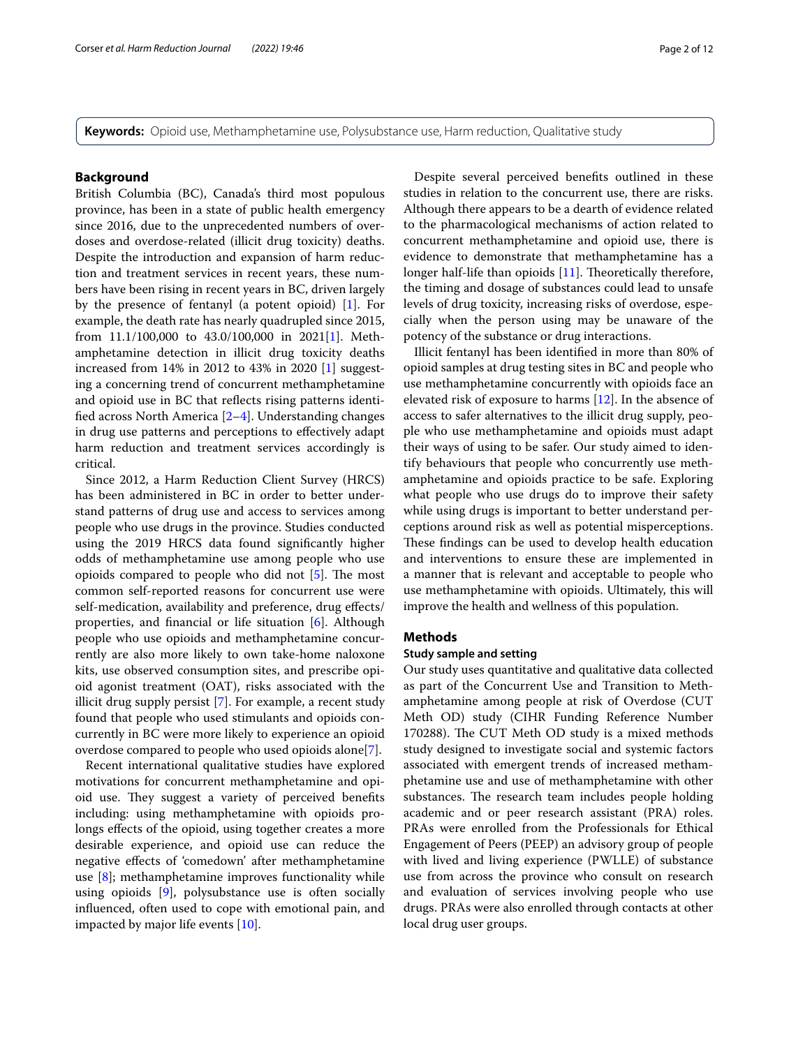**Keywords:** Opioid use, Methamphetamine use, Polysubstance use, Harm reduction, Qualitative study

## Background

British Columbia (BC), Canada's third most populous province, has been in a state of public health emergency since 2016, due to the unprecedented numbers of overdoses and overdose-related (illicit drug toxicity) deaths. Despite the introduction and expansion of harm reduction and treatment services in recent years, these numbers have been rising in recent years in BC, driven largely by the presence of fentanyl (a potent opioid) [1]. For example, the death rate has nearly quadrupled since 2015, from 11.1/100,000 to 43.0/100,000 in 2021[1]. Methamphetamine detection in illicit drug toxicity deaths increased from 14% in 2012 to 43% in 2020 [1] suggesting a concerning trend of concurrent methamphetamine and opioid use in BC that reflects rising patterns identified across North America [2–4]. Understanding changes in drug use patterns and perceptions to effectively adapt harm reduction and treatment services accordingly is critical.

Since 2012, a Harm Reduction Client Survey (HRCS) has been administered in BC in order to better understand patterns of drug use and access to services among people who use drugs in the province. Studies conducted using the 2019 HRCS data found significantly higher odds of methamphetamine use among people who use opioids compared to people who did not [5]. The most common self-reported reasons for concurrent use were self-medication, availability and preference, drug effects/properties, and financial or life situation [6]. Although people who use opioids and methamphetamine concurrently are also more likely to own take-home naloxone kits, use observed consumption sites, and prescribe opioid agonist treatment (OAT), risks associated with the illicit drug supply persist [7]. For example, a recent study found that people who used stimulants and opioids concurrently in BC were more likely to experience an opioid overdose compared to people who used opioids alone[7].

Recent international qualitative studies have explored motivations for concurrent methamphetamine and opioid use. They suggest a variety of perceived benefits including: using methamphetamine with opioids prolongs effects of the opioid, using together creates a more desirable experience, and opioid use can reduce the negative effects of 'comedown' after methamphetamine use [8]; methamphetamine improves functionality while using opioids [9], polysubstance use is often socially influenced, often used to cope with emotional pain, and impacted by major life events [10].

Despite several perceived benefits outlined in these studies in relation to the concurrent use, there are risks. Although there appears to be a dearth of evidence related to the pharmacological mechanisms of action related to concurrent methamphetamine and opioid use, there is evidence to demonstrate that methamphetamine has a longer half-life than opioids [11]. Theoretically therefore, the timing and dosage of substances could lead to unsafe levels of drug toxicity, increasing risks of overdose, especially when the person using may be unaware of the potency of the substance or drug interactions.

Illicit fentanyl has been identified in more than 80% of opioid samples at drug testing sites in BC and people who use methamphetamine concurrently with opioids face an elevated risk of exposure to harms [12]. In the absence of access to safer alternatives to the illicit drug supply, people who use methamphetamine and opioids must adapt their ways of using to be safer. Our study aimed to identify behaviours that people who concurrently use methamphetamine and opioids practice to be safe. Exploring what people who use drugs do to improve their safety while using drugs is important to better understand perceptions around risk as well as potential misperceptions. These findings can be used to develop health education and interventions to ensure these are implemented in a manner that is relevant and acceptable to people who use methamphetamine with opioids. Ultimately, this will improve the health and wellness of this population.

## Methods

### Study sample and setting

Our study uses quantitative and qualitative data collected as part of the Concurrent Use and Transition to Methamphetamine among people at risk of Overdose (CUT Meth OD) study (CIHR Funding Reference Number 170288). The CUT Meth OD study is a mixed methods study designed to investigate social and systemic factors associated with emergent trends of increased methamphetamine use and use of methamphetamine with other substances. The research team includes people holding academic and or peer research assistant (PRA) roles. PRAs were enrolled from the Professionals for Ethical Engagement of Peers (PEEP) an advisory group of people with lived and living experience (PWLLE) of substance use from across the province who consult on research and evaluation of services involving people who use drugs. PRAs were also enrolled through contacts at other local drug user groups.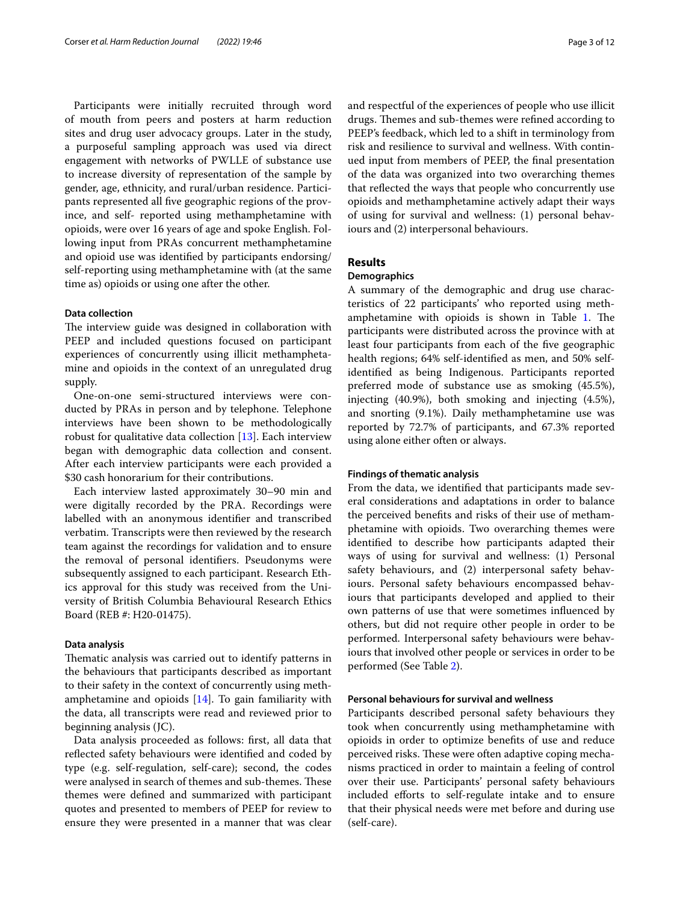Participants were initially recruited through word of mouth from peers and posters at harm reduction sites and drug user advocacy groups. Later in the study, a purposeful sampling approach was used via direct engagement with networks of PWLLE of substance use to increase diversity of representation of the sample by gender, age, ethnicity, and rural/urban residence. Participants represented all five geographic regions of the province, and self- reported using methamphetamine with opioids, were over 16 years of age and spoke English. Following input from PRAs concurrent methamphetamine and opioid use was identified by participants endorsing/self-reporting using methamphetamine with (at the same time as) opioids or using one after the other.

### Data collection

The interview guide was designed in collaboration with PEEP and included questions focused on participant experiences of concurrently using illicit methamphetamine and opioids in the context of an unregulated drug supply.

One-on-one semi-structured interviews were conducted by PRAs in person and by telephone. Telephone interviews have been shown to be methodologically robust for qualitative data collection [13]. Each interview began with demographic data collection and consent. After each interview participants were each provided a $30 cash honorarium for their contributions.

Each interview lasted approximately 30–90 min and were digitally recorded by the PRA. Recordings were labelled with an anonymous identifier and transcribed verbatim. Transcripts were then reviewed by the research team against the recordings for validation and to ensure the removal of personal identifiers. Pseudonyms were subsequently assigned to each participant. Research Ethics approval for this study was received from the University of British Columbia Behavioural Research Ethics Board (REB #: H20-01475).

### Data analysis

Thematic analysis was carried out to identify patterns in the behaviours that participants described as important to their safety in the context of concurrently using methamphetamine and opioids [14]. To gain familiarity with the data, all transcripts were read and reviewed prior to beginning analysis (JC).

Data analysis proceeded as follows: first, all data that reflected safety behaviours were identified and coded by type (e.g. self-regulation, self-care); second, the codes were analysed in search of themes and sub-themes. These themes were defined and summarized with participant quotes and presented to members of PEEP for review to ensure they were presented in a manner that was clear and respectful of the experiences of people who use illicit drugs. Themes and sub-themes were refined according to PEEP's feedback, which led to a shift in terminology from risk and resilience to survival and wellness. With continued input from members of PEEP, the final presentation of the data was organized into two overarching themes that reflected the ways that people who concurrently use opioids and methamphetamine actively adapt their ways of using for survival and wellness: (1) personal behaviours and (2) interpersonal behaviours.

## Results

### Demographics

A summary of the demographic and drug use characteristics of 22 participants' who reported using methamphetamine with opioids is shown in Table 1. The participants were distributed across the province with at least four participants from each of the five geographic health regions; 64% self-identified as men, and 50% self-identified as being Indigenous. Participants reported preferred mode of substance use as smoking (45.5%), injecting (40.9%), both smoking and injecting (4.5%), and snorting (9.1%). Daily methamphetamine use was reported by 72.7% of participants, and 67.3% reported using alone either often or always.

### Findings of thematic analysis

From the data, we identified that participants made several considerations and adaptations in order to balance the perceived benefits and risks of their use of methamphetamine with opioids. Two overarching themes were identified to describe how participants adapted their ways of using for survival and wellness: (1) Personal safety behaviours, and (2) interpersonal safety behaviours. Personal safety behaviours encompassed behaviours that participants developed and applied to their own patterns of use that were sometimes influenced by others, but did not require other people in order to be performed. Interpersonal safety behaviours were behaviours that involved other people or services in order to be performed (See Table 2).

### Personal behaviours for survival and wellness

Participants described personal safety behaviours they took when concurrently using methamphetamine with opioids in order to optimize benefits of use and reduce perceived risks. These were often adaptive coping mechanisms practiced in order to maintain a feeling of control over their use. Participants' personal safety behaviours included efforts to self-regulate intake and to ensure that their physical needs were met before and during use (self-care).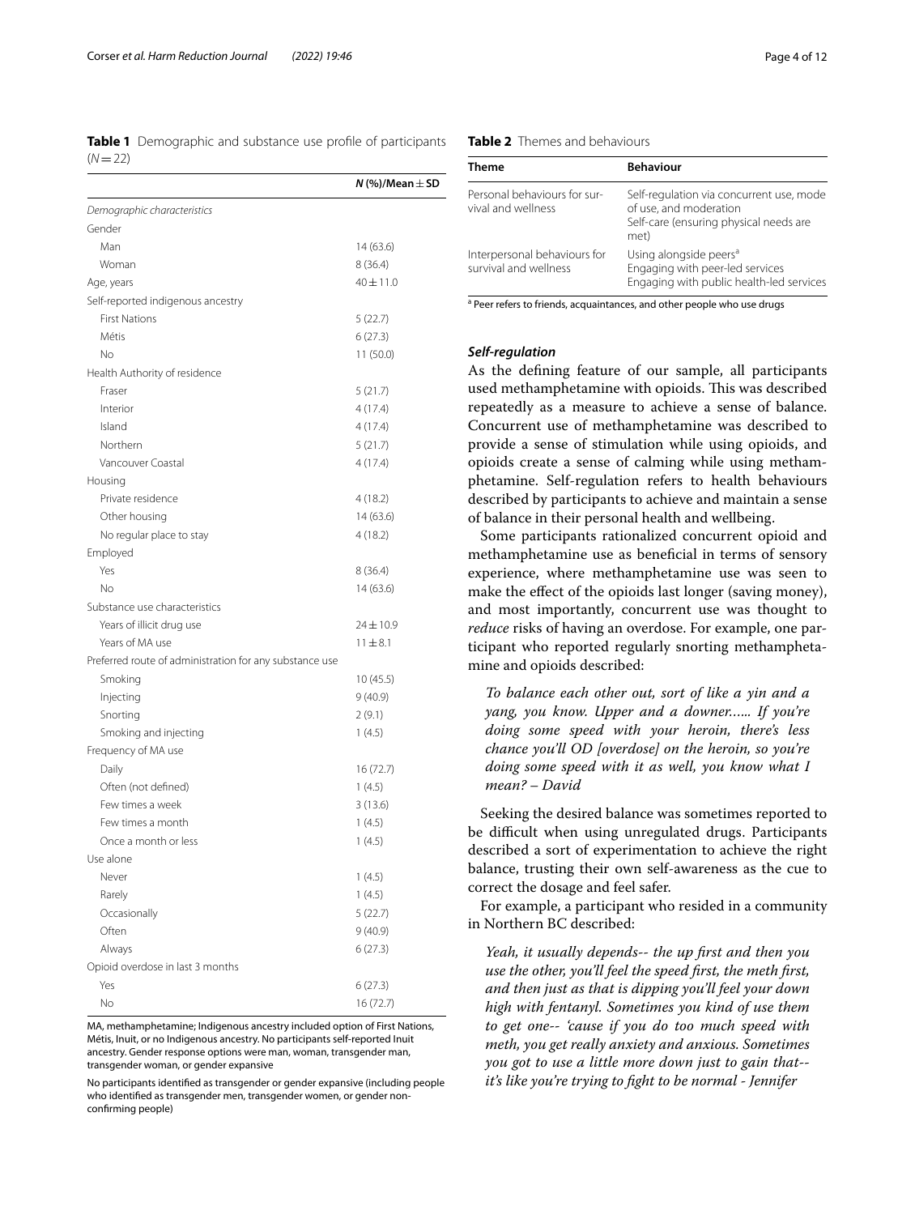**Table 1** Demographic and substance use profile of participants ($N = 22$)

| | N (%)/Mean ± SD |
|---|---|
| *Demographic characteristics* | |
| Gender | |
| Man | 14 (63.6) |
| Woman | 8 (36.4) |
| Age, years | 40 ± 11.0 |
| Self-reported indigenous ancestry | |
| First Nations | 5 (22.7) |
| Métis | 6 (27.3) |
| No | 11 (50.0) |
| Health Authority of residence | |
| Fraser | 5 (21.7) |
| Interior | 4 (17.4) |
| Island | 4 (17.4) |
| Northern | 5 (21.7) |
| Vancouver Coastal | 4 (17.4) |
| Housing | |
| Private residence | 4 (18.2) |
| Other housing | 14 (63.6) |
| No regular place to stay | 4 (18.2) |
| Employed | |
| Yes | 8 (36.4) |
| No | 14 (63.6) |
| Substance use characteristics | |
| Years of illicit drug use | 24 ± 10.9 |
| Years of MA use | 11 ± 8.1 |
| Preferred route of administration for any substance use | |
| Smoking | 10 (45.5) |
| Injecting | 9 (40.9) |
| Snorting | 2 (9.1) |
| Smoking and injecting | 1 (4.5) |
| Frequency of MA use | |
| Daily | 16 (72.7) |
| Often (not defined) | 1 (4.5) |
| Few times a week | 3 (13.6) |
| Few times a month | 1 (4.5) |
| Once a month or less | 1 (4.5) |
| Use alone | |
| Never | 1 (4.5) |
| Rarely | 1 (4.5) |
| Occasionally | 5 (22.7) |
| Often | 9 (40.9) |
| Always | 6 (27.3) |
| Opioid overdose in last 3 months | |
| Yes | 6 (27.3) |
| No | 16 (72.7) |

MA, methamphetamine; Indigenous ancestry included option of First Nations, Métis, Inuit, or no Indigenous ancestry. No participants self-reported Inuit ancestry. Gender response options were man, woman, transgender man, transgender woman, or gender expansive

No participants identified as transgender or gender expansive (including people who identified as transgender men, transgender women, or gender non-confirming people)

**Table 2** Themes and behaviours

| Theme | Behaviour |
|---|---|
| Personal behaviours for survival and wellness | Self-regulation via concurrent use, mode of use, and moderation<br>Self-care (ensuring physical needs are met) |
| Interpersonal behaviours for survival and wellness | Using alongside peers[a]<br>Engaging with peer-led services<br>Engaging with public health-led services |

[a] Peer refers to friends, acquaintances, and other people who use drugs

### *Self-regulation*

As the defining feature of our sample, all participants used methamphetamine with opioids. This was described repeatedly as a measure to achieve a sense of balance. Concurrent use of methamphetamine was described to provide a sense of stimulation while using opioids, and opioids create a sense of calming while using methamphetamine. Self-regulation refers to health behaviours described by participants to achieve and maintain a sense of balance in their personal health and wellbeing.

Some participants rationalized concurrent opioid and methamphetamine use as beneficial in terms of sensory experience, where methamphetamine use was seen to make the effect of the opioids last longer (saving money), and most importantly, concurrent use was thought to *reduce* risks of having an overdose. For example, one participant who reported regularly snorting methamphetamine and opioids described:

> *To balance each other out, sort of like a yin and a yang, you know. Upper and a downer…... If you're doing some speed with your heroin, there's less chance you'll OD [overdose] on the heroin, so you're doing some speed with it as well, you know what I mean? – David*

Seeking the desired balance was sometimes reported to be difficult when using unregulated drugs. Participants described a sort of experimentation to achieve the right balance, trusting their own self-awareness as the cue to correct the dosage and feel safer.

For example, a participant who resided in a community in Northern BC described:

> *Yeah, it usually depends-- the up first and then you use the other, you'll feel the speed first, the meth first, and then just as that is dipping you'll feel your down high with fentanyl. Sometimes you kind of use them to get one-- 'cause if you do too much speed with meth, you get really anxiety and anxious. Sometimes you got to use a little more down just to gain that-- it's like you're trying to fight to be normal - Jennifer*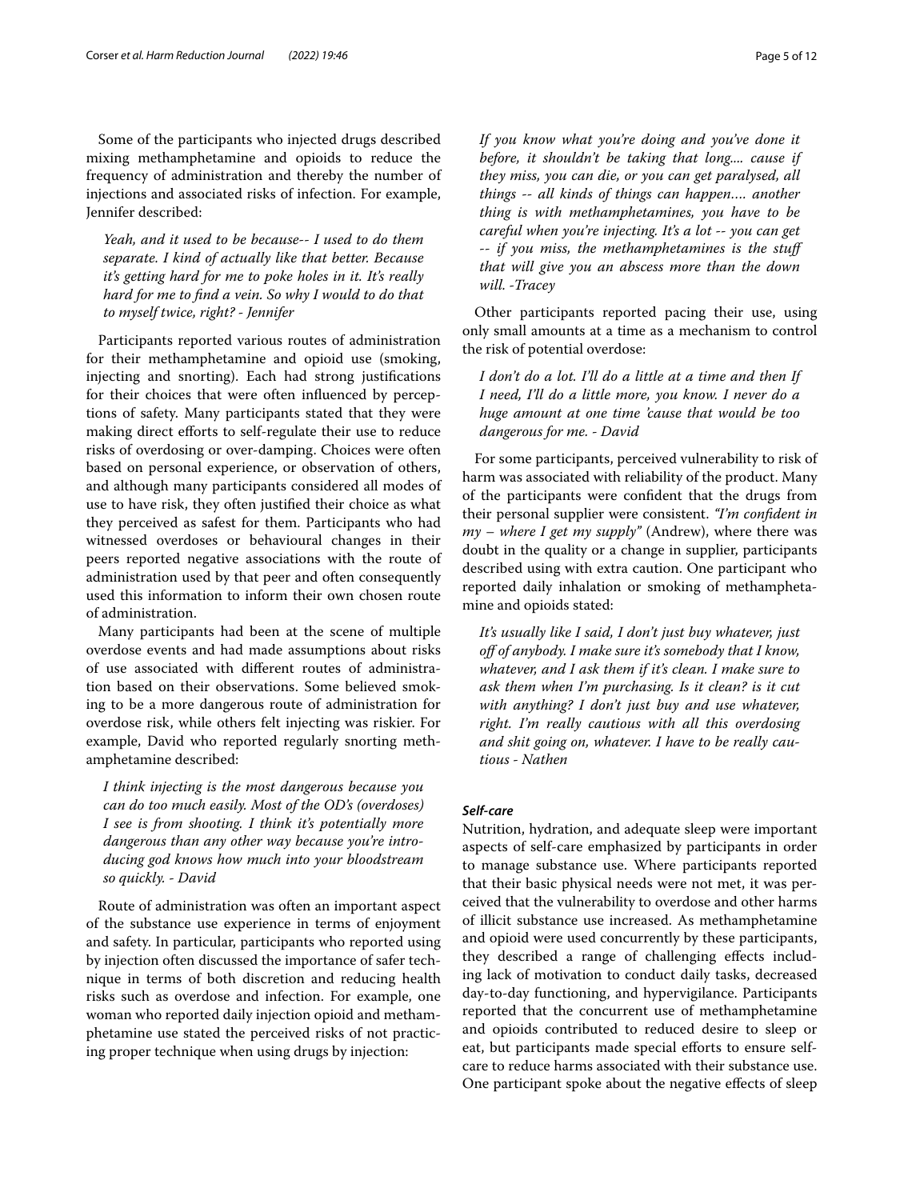Some of the participants who injected drugs described mixing methamphetamine and opioids to reduce the frequency of administration and thereby the number of injections and associated risks of infection. For example, Jennifer described:

> *Yeah, and it used to be because-- I used to do them separate. I kind of actually like that better. Because it's getting hard for me to poke holes in it. It's really hard for me to find a vein. So why I would to do that to myself twice, right? - Jennifer*

Participants reported various routes of administration for their methamphetamine and opioid use (smoking, injecting and snorting). Each had strong justifications for their choices that were often influenced by perceptions of safety. Many participants stated that they were making direct efforts to self-regulate their use to reduce risks of overdosing or over-damping. Choices were often based on personal experience, or observation of others, and although many participants considered all modes of use to have risk, they often justified their choice as what they perceived as safest for them. Participants who had witnessed overdoses or behavioural changes in their peers reported negative associations with the route of administration used by that peer and often consequently used this information to inform their own chosen route of administration.

Many participants had been at the scene of multiple overdose events and had made assumptions about risks of use associated with different routes of administration based on their observations. Some believed smoking to be a more dangerous route of administration for overdose risk, while others felt injecting was riskier. For example, David who reported regularly snorting methamphetamine described:

> *I think injecting is the most dangerous because you can do too much easily. Most of the OD's (overdoses) I see is from shooting. I think it's potentially more dangerous than any other way because you're introducing god knows how much into your bloodstream so quickly. - David*

Route of administration was often an important aspect of the substance use experience in terms of enjoyment and safety. In particular, participants who reported using by injection often discussed the importance of safer technique in terms of both discretion and reducing health risks such as overdose and infection. For example, one woman who reported daily injection opioid and methamphetamine use stated the perceived risks of not practicing proper technique when using drugs by injection:

> *If you know what you're doing and you've done it before, it shouldn't be taking that long.... cause if they miss, you can die, or you can get paralysed, all things -- all kinds of things can happen…. another thing is with methamphetamines, you have to be careful when you're injecting. It's a lot -- you can get -- if you miss, the methamphetamines is the stuff that will give you an abscess more than the down will. -Tracey*

Other participants reported pacing their use, using only small amounts at a time as a mechanism to control the risk of potential overdose:

> *I don't do a lot. I'll do a little at a time and then If I need, I'll do a little more, you know. I never do a huge amount at one time 'cause that would be too dangerous for me. - David*

For some participants, perceived vulnerability to risk of harm was associated with reliability of the product. Many of the participants were confident that the drugs from their personal supplier were consistent. *"I'm confident in my – where I get my supply"* (Andrew), where there was doubt in the quality or a change in supplier, participants described using with extra caution. One participant who reported daily inhalation or smoking of methamphetamine and opioids stated:

> *It's usually like I said, I don't just buy whatever, just off of anybody. I make sure it's somebody that I know, whatever, and I ask them if it's clean. I make sure to ask them when I'm purchasing. Is it clean? is it cut with anything? I don't just buy and use whatever, right. I'm really cautious with all this overdosing and shit going on, whatever. I have to be really cautious - Nathen*

#### *Self-care*

Nutrition, hydration, and adequate sleep were important aspects of self-care emphasized by participants in order to manage substance use. Where participants reported that their basic physical needs were not met, it was perceived that the vulnerability to overdose and other harms of illicit substance use increased. As methamphetamine and opioid were used concurrently by these participants, they described a range of challenging effects including lack of motivation to conduct daily tasks, decreased day-to-day functioning, and hypervigilance. Participants reported that the concurrent use of methamphetamine and opioids contributed to reduced desire to sleep or eat, but participants made special efforts to ensure self-care to reduce harms associated with their substance use. One participant spoke about the negative effects of sleep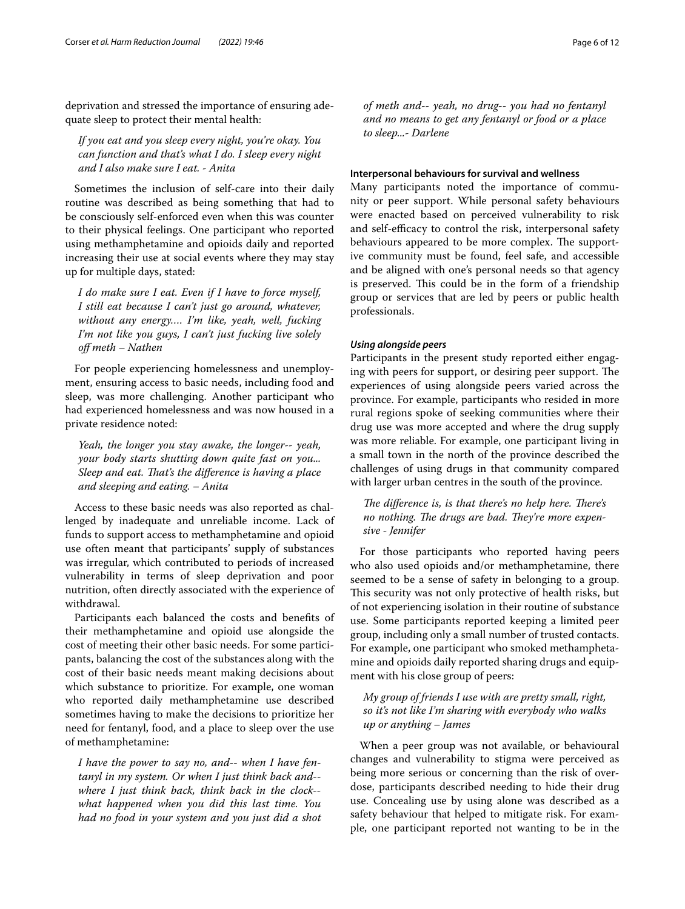deprivation and stressed the importance of ensuring adequate sleep to protect their mental health:

> *If you eat and you sleep every night, you're okay. You can function and that's what I do. I sleep every night and I also make sure I eat. - Anita*

Sometimes the inclusion of self-care into their daily routine was described as being something that had to be consciously self-enforced even when this was counter to their physical feelings. One participant who reported using methamphetamine and opioids daily and reported increasing their use at social events where they may stay up for multiple days, stated:

> *I do make sure I eat. Even if I have to force myself, I still eat because I can't just go around, whatever, without any energy.... I'm like, yeah, well, fucking I'm not like you guys, I can't just fucking live solely off meth – Nathen*

For people experiencing homelessness and unemployment, ensuring access to basic needs, including food and sleep, was more challenging. Another participant who had experienced homelessness and was now housed in a private residence noted:

> *Yeah, the longer you stay awake, the longer-- yeah, your body starts shutting down quite fast on you... Sleep and eat. That's the difference is having a place and sleeping and eating. – Anita*

Access to these basic needs was also reported as challenged by inadequate and unreliable income. Lack of funds to support access to methamphetamine and opioid use often meant that participants' supply of substances was irregular, which contributed to periods of increased vulnerability in terms of sleep deprivation and poor nutrition, often directly associated with the experience of withdrawal.

Participants each balanced the costs and benefits of their methamphetamine and opioid use alongside the cost of meeting their other basic needs. For some participants, balancing the cost of the substances along with the cost of their basic needs meant making decisions about which substance to prioritize. For example, one woman who reported daily methamphetamine use described sometimes having to make the decisions to prioritize her need for fentanyl, food, and a place to sleep over the use of methamphetamine:

> *I have the power to say no, and-- when I have fentanyl in my system. Or when I just think back and-- where I just think back, think back in the clock-- what happened when you did this last time. You had no food in your system and you just did a shot of meth and-- yeah, no drug-- you had no fentanyl and no means to get any fentanyl or food or a place to sleep...- Darlene*

#### Interpersonal behaviours for survival and wellness

Many participants noted the importance of community or peer support. While personal safety behaviours were enacted based on perceived vulnerability to risk and self-efficacy to control the risk, interpersonal safety behaviours appeared to be more complex. The supportive community must be found, feel safe, and accessible and be aligned with one's personal needs so that agency is preserved. This could be in the form of a friendship group or services that are led by peers or public health professionals.

##### *Using alongside peers*

Participants in the present study reported either engaging with peers for support, or desiring peer support. The experiences of using alongside peers varied across the province. For example, participants who resided in more rural regions spoke of seeking communities where their drug use was more accepted and where the drug supply was more reliable. For example, one participant living in a small town in the north of the province described the challenges of using drugs in that community compared with larger urban centres in the south of the province.

> *The difference is, is that there's no help here. There's no nothing. The drugs are bad. They're more expensive - Jennifer*

For those participants who reported having peers who also used opioids and/or methamphetamine, there seemed to be a sense of safety in belonging to a group. This security was not only protective of health risks, but of not experiencing isolation in their routine of substance use. Some participants reported keeping a limited peer group, including only a small number of trusted contacts. For example, one participant who smoked methamphetamine and opioids daily reported sharing drugs and equipment with his close group of peers:

> *My group of friends I use with are pretty small, right, so it's not like I'm sharing with everybody who walks up or anything – James*

When a peer group was not available, or behavioural changes and vulnerability to stigma were perceived as being more serious or concerning than the risk of overdose, participants described needing to hide their drug use. Concealing use by using alone was described as a safety behaviour that helped to mitigate risk. For example, one participant reported not wanting to be in the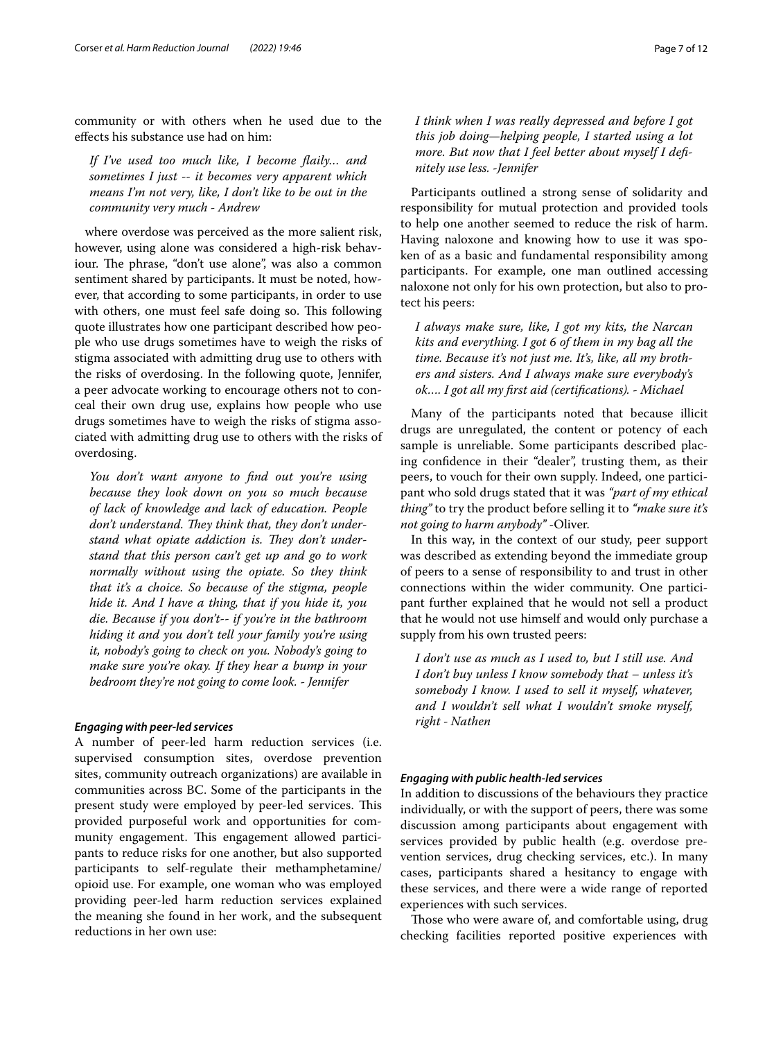community or with others when he used due to the effects his substance use had on him:

> *If I've used too much like, I become flaily… and sometimes I just -- it becomes very apparent which means I'm not very, like, I don't like to be out in the community very much - Andrew*

where overdose was perceived as the more salient risk, however, using alone was considered a high-risk behaviour. The phrase, "don't use alone", was also a common sentiment shared by participants. It must be noted, however, that according to some participants, in order to use with others, one must feel safe doing so. This following quote illustrates how one participant described how people who use drugs sometimes have to weigh the risks of stigma associated with admitting drug use to others with the risks of overdosing. In the following quote, Jennifer, a peer advocate working to encourage others not to conceal their own drug use, explains how people who use drugs sometimes have to weigh the risks of stigma associated with admitting drug use to others with the risks of overdosing.

> *You don't want anyone to find out you're using because they look down on you so much because of lack of knowledge and lack of education. People don't understand. They think that, they don't understand what opiate addiction is. They don't understand that this person can't get up and go to work normally without using the opiate. So they think that it's a choice. So because of the stigma, people hide it. And I have a thing, that if you hide it, you die. Because if you don't-- if you're in the bathroom hiding it and you don't tell your family you're using it, nobody's going to check on you. Nobody's going to make sure you're okay. If they hear a bump in your bedroom they're not going to come look. - Jennifer*

### *Engaging with peer-led services*

A number of peer-led harm reduction services (i.e. supervised consumption sites, overdose prevention sites, community outreach organizations) are available in communities across BC. Some of the participants in the present study were employed by peer-led services. This provided purposeful work and opportunities for community engagement. This engagement allowed participants to reduce risks for one another, but also supported participants to self-regulate their methamphetamine/opioid use. For example, one woman who was employed providing peer-led harm reduction services explained the meaning she found in her work, and the subsequent reductions in her own use:

> *I think when I was really depressed and before I got this job doing—helping people, I started using a lot more. But now that I feel better about myself I definitely use less. -Jennifer*

Participants outlined a strong sense of solidarity and responsibility for mutual protection and provided tools to help one another seemed to reduce the risk of harm. Having naloxone and knowing how to use it was spoken of as a basic and fundamental responsibility among participants. For example, one man outlined accessing naloxone not only for his own protection, but also to protect his peers:

> *I always make sure, like, I got my kits, the Narcan kits and everything. I got 6 of them in my bag all the time. Because it's not just me. It's, like, all my brothers and sisters. And I always make sure everybody's ok…. I got all my first aid (certifications). - Michael*

Many of the participants noted that because illicit drugs are unregulated, the content or potency of each sample is unreliable. Some participants described placing confidence in their "dealer", trusting them, as their peers, to vouch for their own supply. Indeed, one participant who sold drugs stated that it was *"part of my ethical thing"* to try the product before selling it to *"make sure it's not going to harm anybody"* -Oliver.

In this way, in the context of our study, peer support was described as extending beyond the immediate group of peers to a sense of responsibility to and trust in other connections within the wider community. One participant further explained that he would not sell a product that he would not use himself and would only purchase a supply from his own trusted peers:

> *I don't use as much as I used to, but I still use. And I don't buy unless I know somebody that – unless it's somebody I know. I used to sell it myself, whatever, and I wouldn't sell what I wouldn't smoke myself, right - Nathen*

### *Engaging with public health-led services*

In addition to discussions of the behaviours they practice individually, or with the support of peers, there was some discussion among participants about engagement with services provided by public health (e.g. overdose prevention services, drug checking services, etc.). In many cases, participants shared a hesitancy to engage with these services, and there were a wide range of reported experiences with such services.

Those who were aware of, and comfortable using, drug checking facilities reported positive experiences with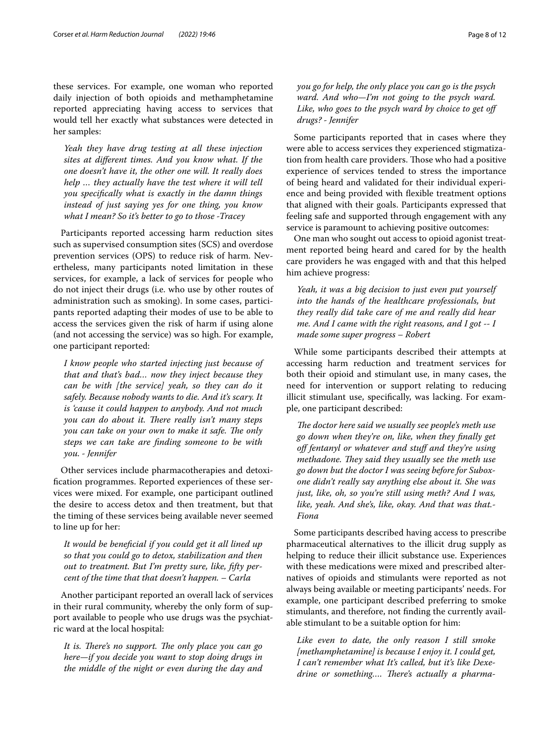these services. For example, one woman who reported daily injection of both opioids and methamphetamine reported appreciating having access to services that would tell her exactly what substances were detected in her samples:

*Yeah they have drug testing at all these injection sites at different times. And you know what. If the one doesn't have it, the other one will. It really does help … they actually have the test where it will tell you specifically what is exactly in the damn things instead of just saying yes for one thing, you know what I mean? So it's better to go to those -Tracey*

Participants reported accessing harm reduction sites such as supervised consumption sites (SCS) and overdose prevention services (OPS) to reduce risk of harm. Nevertheless, many participants noted limitation in these services, for example, a lack of services for people who do not inject their drugs (i.e. who use by other routes of administration such as smoking). In some cases, participants reported adapting their modes of use to be able to access the services given the risk of harm if using alone (and not accessing the service) was so high. For example, one participant reported:

*I know people who started injecting just because of that and that's bad… now they inject because they can be with [the service] yeah, so they can do it safely. Because nobody wants to die. And it's scary. It is 'cause it could happen to anybody. And not much you can do about it. There really isn't many steps you can take on your own to make it safe. The only steps we can take are finding someone to be with you. - Jennifer*

Other services include pharmacotherapies and detoxification programmes. Reported experiences of these services were mixed. For example, one participant outlined the desire to access detox and then treatment, but that the timing of these services being available never seemed to line up for her:

*It would be beneficial if you could get it all lined up so that you could go to detox, stabilization and then out to treatment. But I'm pretty sure, like, fifty percent of the time that that doesn't happen. – Carla*

Another participant reported an overall lack of services in their rural community, whereby the only form of support available to people who use drugs was the psychiatric ward at the local hospital:

*It is. There's no support. The only place you can go here—if you decide you want to stop doing drugs in the middle of the night or even during the day and you go for help, the only place you can go is the psych ward. And who—I'm not going to the psych ward. Like, who goes to the psych ward by choice to get off drugs? - Jennifer*

Some participants reported that in cases where they were able to access services they experienced stigmatization from health care providers. Those who had a positive experience of services tended to stress the importance of being heard and validated for their individual experience and being provided with flexible treatment options that aligned with their goals. Participants expressed that feeling safe and supported through engagement with any service is paramount to achieving positive outcomes:

One man who sought out access to opioid agonist treatment reported being heard and cared for by the health care providers he was engaged with and that this helped him achieve progress:

*Yeah, it was a big decision to just even put yourself into the hands of the healthcare professionals, but they really did take care of me and really did hear me. And I came with the right reasons, and I got -- I made some super progress – Robert*

While some participants described their attempts at accessing harm reduction and treatment services for both their opioid and stimulant use, in many cases, the need for intervention or support relating to reducing illicit stimulant use, specifically, was lacking. For example, one participant described:

*The doctor here said we usually see people's meth use go down when they're on, like, when they finally get off fentanyl or whatever and stuff and they're using methadone. They said they usually see the meth use go down but the doctor I was seeing before for Suboxone didn't really say anything else about it. She was just, like, oh, so you're still using meth? And I was, like, yeah. And she's, like, okay. And that was that.- Fiona*

Some participants described having access to prescribe pharmaceutical alternatives to the illicit drug supply as helping to reduce their illicit substance use. Experiences with these medications were mixed and prescribed alternatives of opioids and stimulants were reported as not always being available or meeting participants' needs. For example, one participant described preferring to smoke stimulants, and therefore, not finding the currently available stimulant to be a suitable option for him:

*Like even to date, the only reason I still smoke [methamphetamine] is because I enjoy it. I could get, I can't remember what It's called, but it's like Dexedrine or something…. There's actually a pharma-*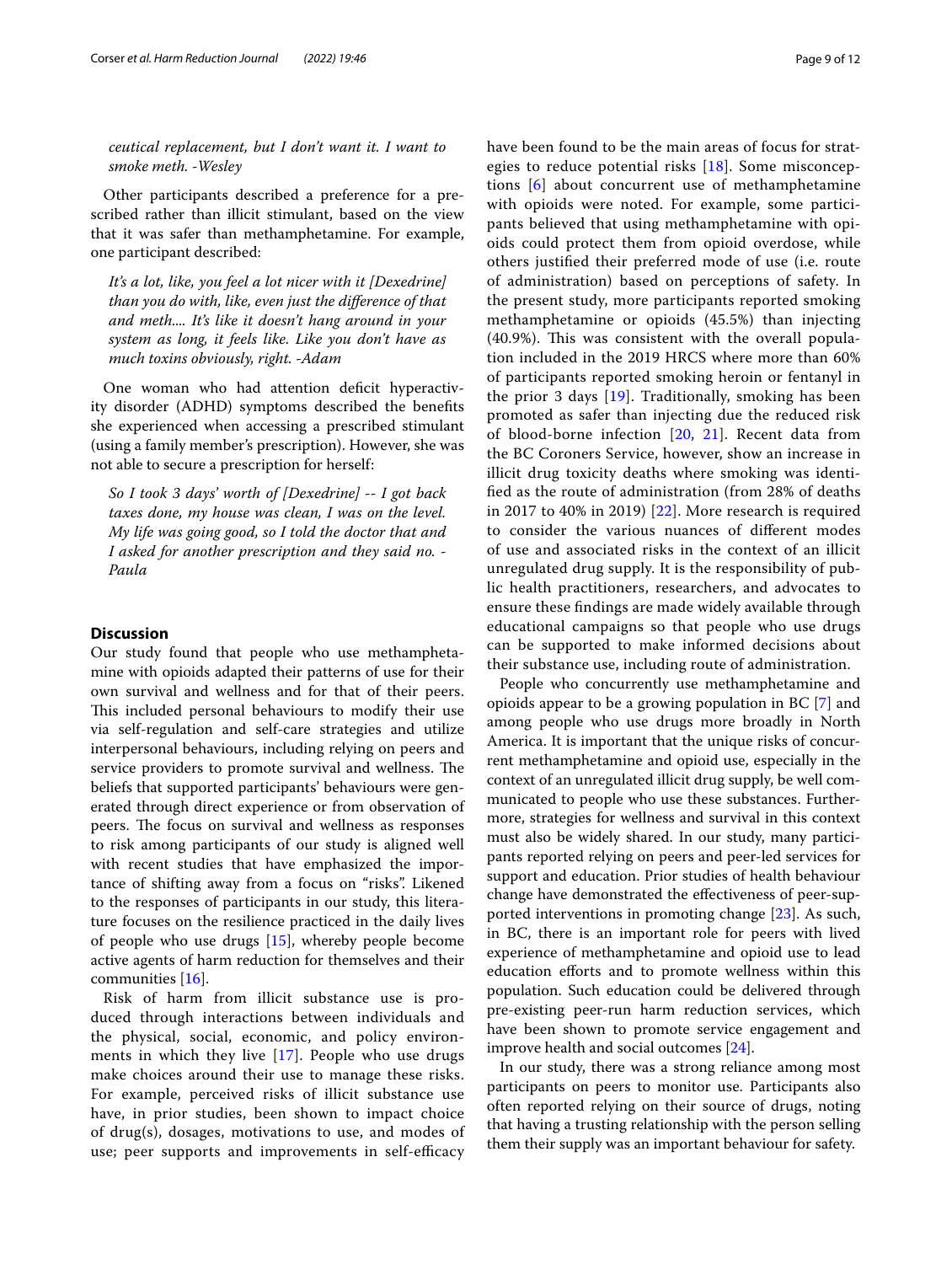*ceutical replacement, but I don't want it. I want to smoke meth. -Wesley*

Other participants described a preference for a prescribed rather than illicit stimulant, based on the view that it was safer than methamphetamine. For example, one participant described:

*It's a lot, like, you feel a lot nicer with it [Dexedrine] than you do with, like, even just the difference of that and meth.... It's like it doesn't hang around in your system as long, it feels like. Like you don't have as much toxins obviously, right. -Adam*

One woman who had attention deficit hyperactivity disorder (ADHD) symptoms described the benefits she experienced when accessing a prescribed stimulant (using a family member's prescription). However, she was not able to secure a prescription for herself:

*So I took 3 days' worth of [Dexedrine] -- I got back taxes done, my house was clean, I was on the level. My life was going good, so I told the doctor that and I asked for another prescription and they said no. -Paula*

## Discussion

Our study found that people who use methamphetamine with opioids adapted their patterns of use for their own survival and wellness and for that of their peers. This included personal behaviours to modify their use via self-regulation and self-care strategies and utilize interpersonal behaviours, including relying on peers and service providers to promote survival and wellness. The beliefs that supported participants' behaviours were generated through direct experience or from observation of peers. The focus on survival and wellness as responses to risk among participants of our study is aligned well with recent studies that have emphasized the importance of shifting away from a focus on "risks". Likened to the responses of participants in our study, this literature focuses on the resilience practiced in the daily lives of people who use drugs [15], whereby people become active agents of harm reduction for themselves and their communities [16].

Risk of harm from illicit substance use is produced through interactions between individuals and the physical, social, economic, and policy environments in which they live [17]. People who use drugs make choices around their use to manage these risks. For example, perceived risks of illicit substance use have, in prior studies, been shown to impact choice of drug(s), dosages, motivations to use, and modes of use; peer supports and improvements in self-efficacy have been found to be the main areas of focus for strategies to reduce potential risks [18]. Some misconceptions [6] about concurrent use of methamphetamine with opioids were noted. For example, some participants believed that using methamphetamine with opioids could protect them from opioid overdose, while others justified their preferred mode of use (i.e. route of administration) based on perceptions of safety. In the present study, more participants reported smoking methamphetamine or opioids (45.5%) than injecting (40.9%). This was consistent with the overall population included in the 2019 HRCS where more than 60% of participants reported smoking heroin or fentanyl in the prior 3 days [19]. Traditionally, smoking has been promoted as safer than injecting due the reduced risk of blood-borne infection [20, 21]. Recent data from the BC Coroners Service, however, show an increase in illicit drug toxicity deaths where smoking was identified as the route of administration (from 28% of deaths in 2017 to 40% in 2019) [22]. More research is required to consider the various nuances of different modes of use and associated risks in the context of an illicit unregulated drug supply. It is the responsibility of public health practitioners, researchers, and advocates to ensure these findings are made widely available through educational campaigns so that people who use drugs can be supported to make informed decisions about their substance use, including route of administration.

People who concurrently use methamphetamine and opioids appear to be a growing population in BC [7] and among people who use drugs more broadly in North America. It is important that the unique risks of concurrent methamphetamine and opioid use, especially in the context of an unregulated illicit drug supply, be well communicated to people who use these substances. Furthermore, strategies for wellness and survival in this context must also be widely shared. In our study, many participants reported relying on peers and peer-led services for support and education. Prior studies of health behaviour change have demonstrated the effectiveness of peer-supported interventions in promoting change [23]. As such, in BC, there is an important role for peers with lived experience of methamphetamine and opioid use to lead education efforts and to promote wellness within this population. Such education could be delivered through pre-existing peer-run harm reduction services, which have been shown to promote service engagement and improve health and social outcomes [24].

In our study, there was a strong reliance among most participants on peers to monitor use. Participants also often reported relying on their source of drugs, noting that having a trusting relationship with the person selling them their supply was an important behaviour for safety.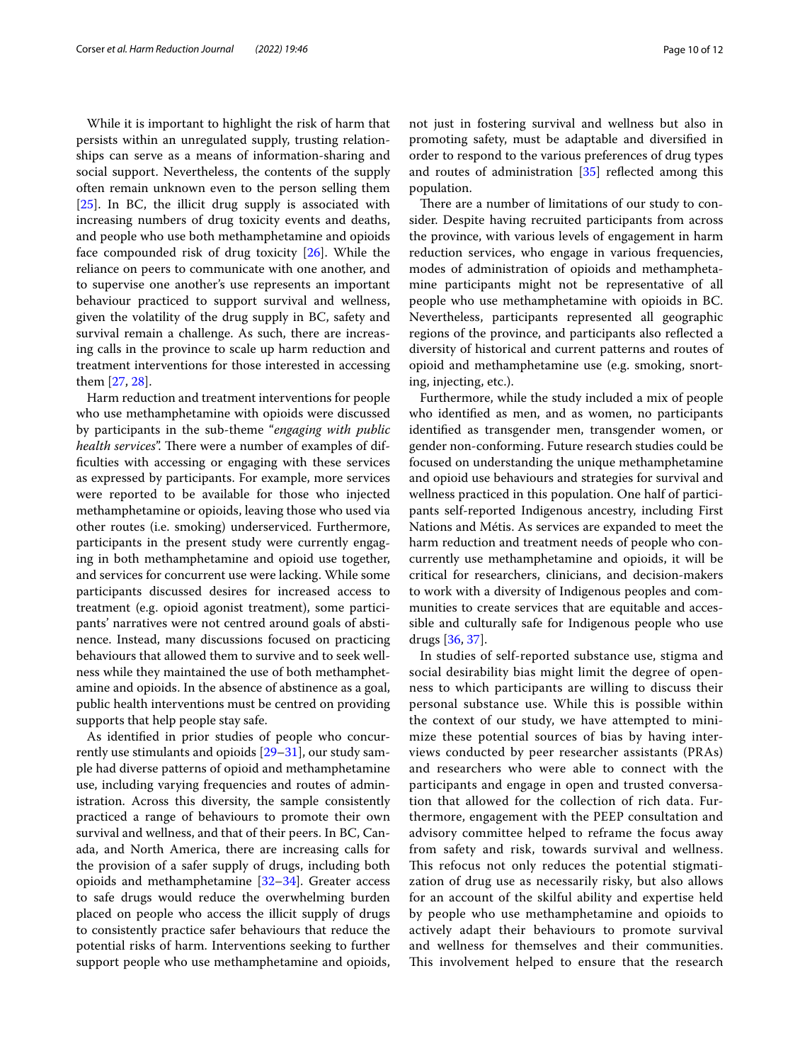While it is important to highlight the risk of harm that persists within an unregulated supply, trusting relationships can serve as a means of information-sharing and social support. Nevertheless, the contents of the supply often remain unknown even to the person selling them [25]. In BC, the illicit drug supply is associated with increasing numbers of drug toxicity events and deaths, and people who use both methamphetamine and opioids face compounded risk of drug toxicity [26]. While the reliance on peers to communicate with one another, and to supervise one another's use represents an important behaviour practiced to support survival and wellness, given the volatility of the drug supply in BC, safety and survival remain a challenge. As such, there are increasing calls in the province to scale up harm reduction and treatment interventions for those interested in accessing them [27, 28].

Harm reduction and treatment interventions for people who use methamphetamine with opioids were discussed by participants in the sub-theme "*engaging with public health services*". There were a number of examples of difficulties with accessing or engaging with these services as expressed by participants. For example, more services were reported to be available for those who injected methamphetamine or opioids, leaving those who used via other routes (i.e. smoking) underserviced. Furthermore, participants in the present study were currently engaging in both methamphetamine and opioid use together, and services for concurrent use were lacking. While some participants discussed desires for increased access to treatment (e.g. opioid agonist treatment), some participants' narratives were not centred around goals of abstinence. Instead, many discussions focused on practicing behaviours that allowed them to survive and to seek wellness while they maintained the use of both methamphetamine and opioids. In the absence of abstinence as a goal, public health interventions must be centred on providing supports that help people stay safe.

As identified in prior studies of people who concurrently use stimulants and opioids [29–31], our study sample had diverse patterns of opioid and methamphetamine use, including varying frequencies and routes of administration. Across this diversity, the sample consistently practiced a range of behaviours to promote their own survival and wellness, and that of their peers. In BC, Canada, and North America, there are increasing calls for the provision of a safer supply of drugs, including both opioids and methamphetamine [32–34]. Greater access to safe drugs would reduce the overwhelming burden placed on people who access the illicit supply of drugs to consistently practice safer behaviours that reduce the potential risks of harm. Interventions seeking to further support people who use methamphetamine and opioids, not just in fostering survival and wellness but also in promoting safety, must be adaptable and diversified in order to respond to the various preferences of drug types and routes of administration [35] reflected among this population.

There are a number of limitations of our study to consider. Despite having recruited participants from across the province, with various levels of engagement in harm reduction services, who engage in various frequencies, modes of administration of opioids and methamphetamine participants might not be representative of all people who use methamphetamine with opioids in BC. Nevertheless, participants represented all geographic regions of the province, and participants also reflected a diversity of historical and current patterns and routes of opioid and methamphetamine use (e.g. smoking, snorting, injecting, etc.).

Furthermore, while the study included a mix of people who identified as men, and as women, no participants identified as transgender men, transgender women, or gender non-conforming. Future research studies could be focused on understanding the unique methamphetamine and opioid use behaviours and strategies for survival and wellness practiced in this population. One half of participants self-reported Indigenous ancestry, including First Nations and Métis. As services are expanded to meet the harm reduction and treatment needs of people who concurrently use methamphetamine and opioids, it will be critical for researchers, clinicians, and decision-makers to work with a diversity of Indigenous peoples and communities to create services that are equitable and accessible and culturally safe for Indigenous people who use drugs [36, 37].

In studies of self-reported substance use, stigma and social desirability bias might limit the degree of openness to which participants are willing to discuss their personal substance use. While this is possible within the context of our study, we have attempted to minimize these potential sources of bias by having interviews conducted by peer researcher assistants (PRAs) and researchers who were able to connect with the participants and engage in open and trusted conversation that allowed for the collection of rich data. Furthermore, engagement with the PEEP consultation and advisory committee helped to reframe the focus away from safety and risk, towards survival and wellness. This refocus not only reduces the potential stigmatization of drug use as necessarily risky, but also allows for an account of the skilful ability and expertise held by people who use methamphetamine and opioids to actively adapt their behaviours to promote survival and wellness for themselves and their communities. This involvement helped to ensure that the research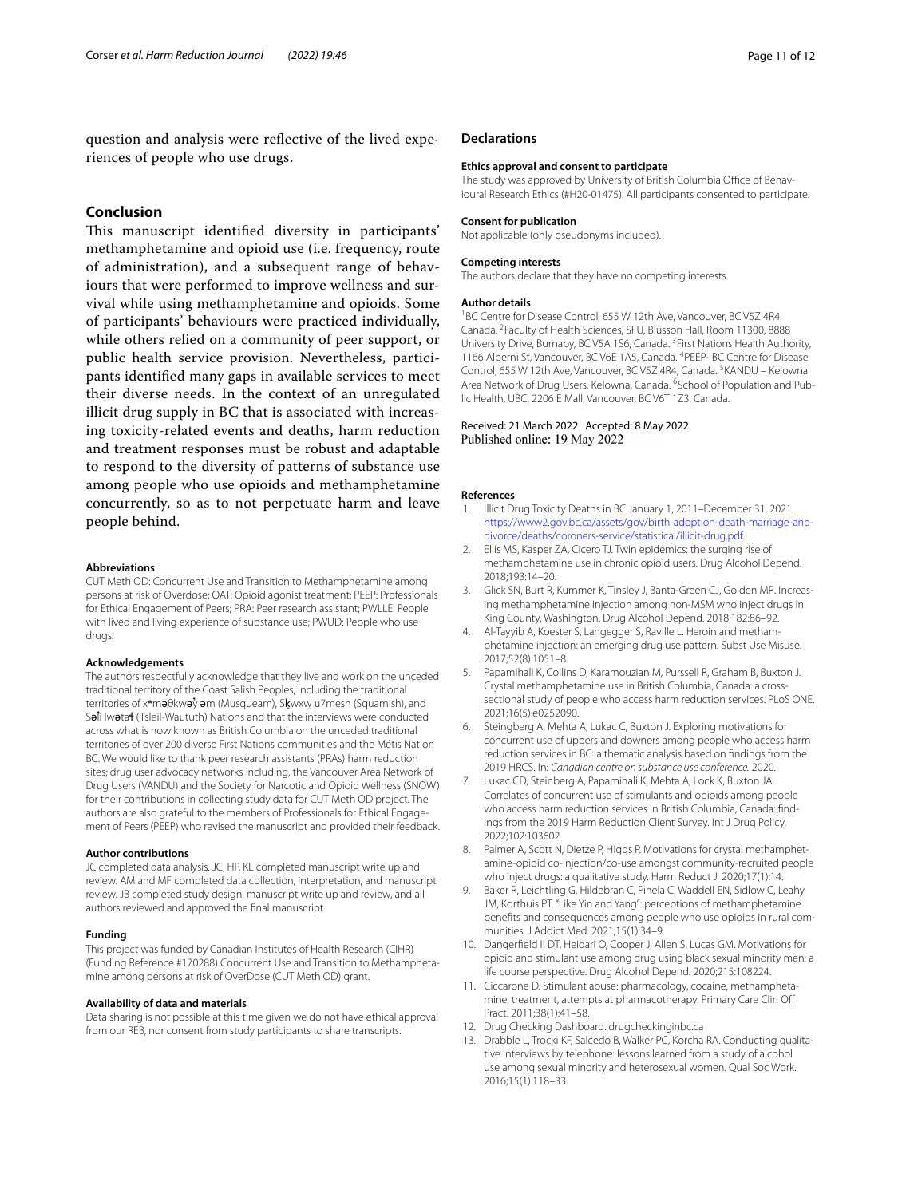question and analysis were reflective of the lived experiences of people who use drugs.

## Conclusion

This manuscript identified diversity in participants' methamphetamine and opioid use (i.e. frequency, route of administration), and a subsequent range of behaviours that were performed to improve wellness and survival while using methamphetamine and opioids. Some of participants' behaviours were practiced individually, while others relied on a community of peer support, or public health service provision. Nevertheless, participants identified many gaps in available services to meet their diverse needs. In the context of an unregulated illicit drug supply in BC that is associated with increasing toxicity-related events and deaths, harm reduction and treatment responses must be robust and adaptable to respond to the diversity of patterns of substance use among people who use opioids and methamphetamine concurrently, so as to not perpetuate harm and leave people behind.

#### Abbreviations

CUT Meth OD: Concurrent Use and Transition to Methamphetamine among persons at risk of Overdose; OAT: Opioid agonist treatment; PEEP: Professionals for Ethical Engagement of Peers; PRA: Peer research assistant; PWLLE: People with lived and living experience of substance use; PWUD: People who use drugs.

#### Acknowledgements

The authors respectfully acknowledge that they live and work on the unceded traditional territory of the Coast Salish Peoples, including the traditional territories of xʷməθkwəy̓əm (Musqueam), Sḵwx̱wú7mesh (Squamish), and Səl̓ílwətaʔɬ (Tsleil-Waututh) Nations and that the interviews were conducted across what is now known as British Columbia on the unceded traditional territories of over 200 diverse First Nations communities and the Métis Nation BC. We would like to thank peer research assistants (PRAs) harm reduction sites; drug user advocacy networks including, the Vancouver Area Network of Drug Users (VANDU) and the Society for Narcotic and Opioid Wellness (SNOW) for their contributions in collecting study data for CUT Meth OD project. The authors are also grateful to the members of Professionals for Ethical Engagement of Peers (PEEP) who revised the manuscript and provided their feedback.

#### Author contributions

JC completed data analysis. JC, HP, KL completed manuscript write up and review. AM and MF completed data collection, interpretation, and manuscript review. JB completed study design, manuscript write up and review, and all authors reviewed and approved the final manuscript.

#### Funding

This project was funded by Canadian Institutes of Health Research (CIHR) (Funding Reference #170288) Concurrent Use and Transition to Methamphetamine among persons at risk of OverDose (CUT Meth OD) grant.

#### Availability of data and materials

Data sharing is not possible at this time given we do not have ethical approval from our REB, nor consent from study participants to share transcripts.

## Declarations

#### Ethics approval and consent to participate

The study was approved by University of British Columbia Office of Behavioural Research Ethics (#H20-01475). All participants consented to participate.

#### Consent for publication

Not applicable (only pseudonyms included).

#### Competing interests

The authors declare that they have no competing interests.

#### Author details

[1]BC Centre for Disease Control, 655 W 12th Ave, Vancouver, BC V5Z 4R4, Canada. [2]Faculty of Health Sciences, SFU, Blusson Hall, Room 11300, 8888 University Drive, Burnaby, BC V5A 1S6, Canada. [3]First Nations Health Authority, 1166 Alberni St, Vancouver, BC V6E 1A5, Canada. [4]PEEP- BC Centre for Disease Control, 655 W 12th Ave, Vancouver, BC V5Z 4R4, Canada. [5]KANDU – Kelowna Area Network of Drug Users, Kelowna, Canada. [6]School of Population and Public Health, UBC, 2206 E Mall, Vancouver, BC V6T 1Z3, Canada.

Received: 21 March 2022 Accepted: 8 May 2022
Published online: 19 May 2022

## References

1. Illicit Drug Toxicity Deaths in BC January 1, 2011–December 31, 2021. https://www2.gov.bc.ca/assets/gov/birth-adoption-death-marriage-and-divorce/deaths/coroners-service/statistical/illicit-drug.pdf.
2. Ellis MS, Kasper ZA, Cicero TJ. Twin epidemics: the surging rise of methamphetamine use in chronic opioid users. Drug Alcohol Depend. 2018;193:14–20.
3. Glick SN, Burt R, Kummer K, Tinsley J, Banta-Green CJ, Golden MR. Increasing methamphetamine injection among non-MSM who inject drugs in King County, Washington. Drug Alcohol Depend. 2018;182:86–92.
4. Al-Tayyib A, Koester S, Langegger S, Raville L. Heroin and methamphetamine injection: an emerging drug use pattern. Subst Use Misuse. 2017;52(8):1051–8.
5. Papamihali K, Collins D, Karamouzian M, Purssell R, Graham B, Buxton J. Crystal methamphetamine use in British Columbia, Canada: a cross-sectional study of people who access harm reduction services. PLoS ONE. 2021;16(5):e0252090.
6. Steingberg A, Mehta A, Lukac C, Buxton J. Exploring motivations for concurrent use of uppers and downers among people who access harm reduction services in BC: a thematic analysis based on findings from the 2019 HRCS. In: *Canadian centre on substance use conference.* 2020.
7. Lukac CD, Steinberg A, Papamihali K, Mehta A, Lock K, Buxton JA. Correlates of concurrent use of stimulants and opioids among people who access harm reduction services in British Columbia, Canada: findings from the 2019 Harm Reduction Client Survey. Int J Drug Policy. 2022;102:103602.
8. Palmer A, Scott N, Dietze P, Higgs P. Motivations for crystal methamphetamine-opioid co-injection/co-use amongst community-recruited people who inject drugs: a qualitative study. Harm Reduct J. 2020;17(1):14.
9. Baker R, Leichtling G, Hildebran C, Pinela C, Waddell EN, Sidlow C, Leahy JM, Korthuis PT. "Like Yin and Yang": perceptions of methamphetamine benefits and consequences among people who use opioids in rural communities. J Addict Med. 2021;15(1):34–9.
10. Dangerfield Ii DT, Heidari O, Cooper J, Allen S, Lucas GM. Motivations for opioid and stimulant use among drug using black sexual minority men: a life course perspective. Drug Alcohol Depend. 2020;215:108224.
11. Ciccarone D. Stimulant abuse: pharmacology, cocaine, methamphetamine, treatment, attempts at pharmacotherapy. Primary Care Clin Off Pract. 2011;38(1):41–58.
12. Drug Checking Dashboard. drugcheckinginbc.ca
13. Drabble L, Trocki KF, Salcedo B, Walker PC, Korcha RA. Conducting qualitative interviews by telephone: lessons learned from a study of alcohol use among sexual minority and heterosexual women. Qual Soc Work. 2016;15(1):118–33.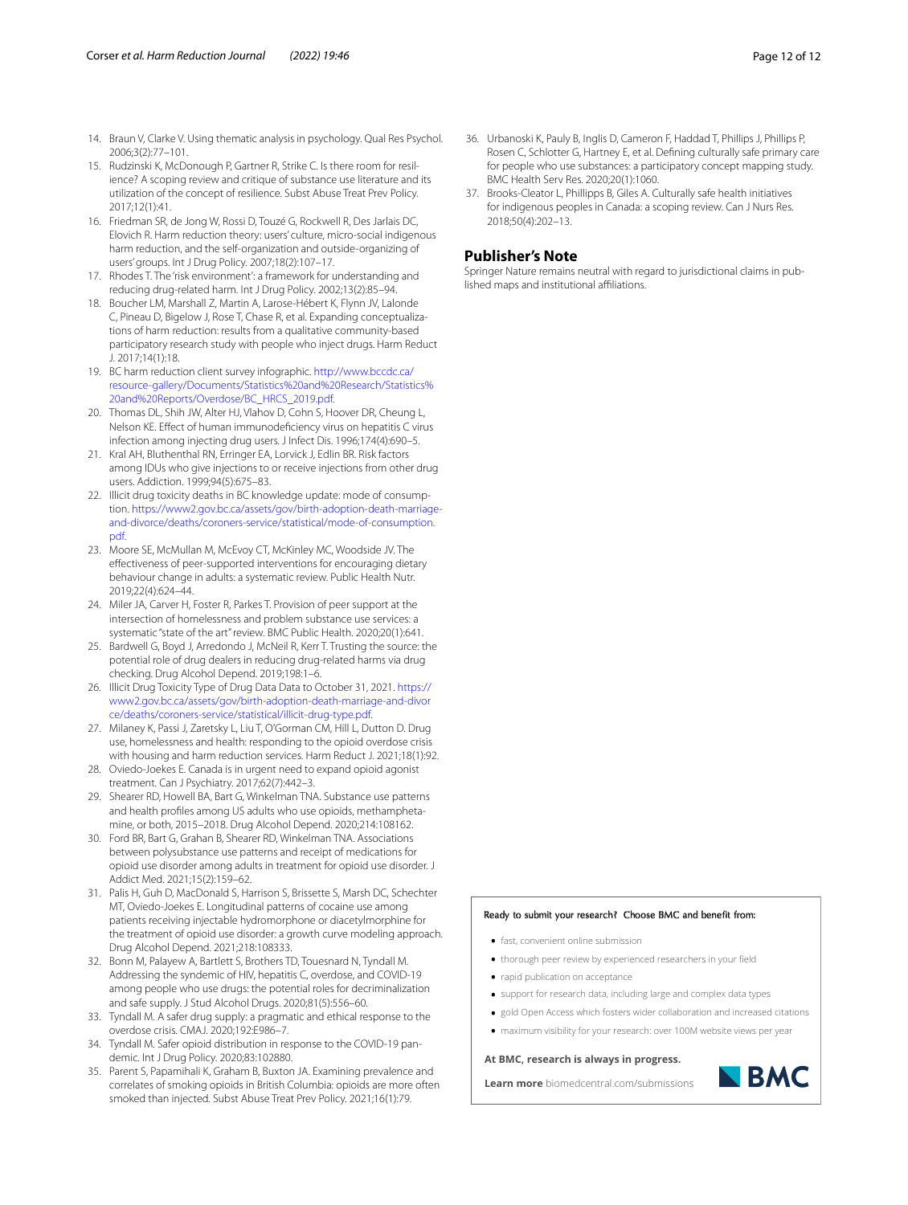14. Braun V, Clarke V. Using thematic analysis in psychology. Qual Res Psychol. 2006;3(2):77–101.
15. Rudzinski K, McDonough P, Gartner R, Strike C. Is there room for resilience? A scoping review and critique of substance use literature and its utilization of the concept of resilience. Subst Abuse Treat Prev Policy. 2017;12(1):41.
16. Friedman SR, de Jong W, Rossi D, Touzé G, Rockwell R, Des Jarlais DC, Elovich R. Harm reduction theory: users' culture, micro-social indigenous harm reduction, and the self-organization and outside-organizing of users' groups. Int J Drug Policy. 2007;18(2):107–17.
17. Rhodes T. The 'risk environment': a framework for understanding and reducing drug-related harm. Int J Drug Policy. 2002;13(2):85–94.
18. Boucher LM, Marshall Z, Martin A, Larose-Hébert K, Flynn JV, Lalonde C, Pineau D, Bigelow J, Rose T, Chase R, et al. Expanding conceptualizations of harm reduction: results from a qualitative community-based participatory research study with people who inject drugs. Harm Reduct J. 2017;14(1):18.
19. BC harm reduction client survey infographic. http://www.bccdc.ca/resource-gallery/Documents/Statistics%20and%20Research/Statistics%20and%20Reports/Overdose/BC_HRCS_2019.pdf.
20. Thomas DL, Shih JW, Alter HJ, Vlahov D, Cohn S, Hoover DR, Cheung L, Nelson KE. Effect of human immunodeficiency virus on hepatitis C virus infection among injecting drug users. J Infect Dis. 1996;174(4):690–5.
21. Kral AH, Bluthenthal RN, Erringer EA, Lorvick J, Edlin BR. Risk factors among IDUs who give injections to or receive injections from other drug users. Addiction. 1999;94(5):675–83.
22. Illicit drug toxicity deaths in BC knowledge update: mode of consumption. https://www2.gov.bc.ca/assets/gov/birth-adoption-death-marriage-and-divorce/deaths/coroners-service/statistical/mode-of-consumption.pdf.
23. Moore SE, McMullan M, McEvoy CT, McKinley MC, Woodside JV. The effectiveness of peer-supported interventions for encouraging dietary behaviour change in adults: a systematic review. Public Health Nutr. 2019;22(4):624–44.
24. Miler JA, Carver H, Foster R, Parkes T. Provision of peer support at the intersection of homelessness and problem substance use services: a systematic "state of the art" review. BMC Public Health. 2020;20(1):641.
25. Bardwell G, Boyd J, Arredondo J, McNeil R, Kerr T. Trusting the source: the potential role of drug dealers in reducing drug-related harms via drug checking. Drug Alcohol Depend. 2019;198:1–6.
26. Illicit Drug Toxicity Type of Drug Data Data to October 31, 2021. https://www2.gov.bc.ca/assets/gov/birth-adoption-death-marriage-and-divorce/deaths/coroners-service/statistical/illicit-drug-type.pdf.
27. Milaney K, Passi J, Zaretsky L, Liu T, O'Gorman CM, Hill L, Dutton D. Drug use, homelessness and health: responding to the opioid overdose crisis with housing and harm reduction services. Harm Reduct J. 2021;18(1):92.
28. Oviedo-Joekes E. Canada is in urgent need to expand opioid agonist treatment. Can J Psychiatry. 2017;62(7):442–3.
29. Shearer RD, Howell BA, Bart G, Winkelman TNA. Substance use patterns and health profiles among US adults who use opioids, methamphetamine, or both, 2015–2018. Drug Alcohol Depend. 2020;214:108162.
30. Ford BR, Bart G, Grahan B, Shearer RD, Winkelman TNA. Associations between polysubstance use patterns and receipt of medications for opioid use disorder among adults in treatment for opioid use disorder. J Addict Med. 2021;15(2):159–62.
31. Palis H, Guh D, MacDonald S, Harrison S, Brissette S, Marsh DC, Schechter MT, Oviedo-Joekes E. Longitudinal patterns of cocaine use among patients receiving injectable hydromorphone or diacetylmorphine for the treatment of opioid use disorder: a growth curve modeling approach. Drug Alcohol Depend. 2021;218:108333.
32. Bonn M, Palayew A, Bartlett S, Brothers TD, Touesnard N, Tyndall M. Addressing the syndemic of HIV, hepatitis C, overdose, and COVID-19 among people who use drugs: the potential roles for decriminalization and safe supply. J Stud Alcohol Drugs. 2020;81(5):556–60.
33. Tyndall M. A safer drug supply: a pragmatic and ethical response to the overdose crisis. CMAJ. 2020;192:E986–7.
34. Tyndall M. Safer opioid distribution in response to the COVID-19 pandemic. Int J Drug Policy. 2020;83:102880.
35. Parent S, Papamihali K, Graham B, Buxton JA. Examining prevalence and correlates of smoking opioids in British Columbia: opioids are more often smoked than injected. Subst Abuse Treat Prev Policy. 2021;16(1):79.
36. Urbanoski K, Pauly B, Inglis D, Cameron F, Haddad T, Phillips J, Phillips P, Rosen C, Schlotter G, Hartney E, et al. Defining culturally safe primary care for people who use substances: a participatory concept mapping study. BMC Health Serv Res. 2020;20(1):1060.
37. Brooks-Cleator L, Phillipps B, Giles A. Culturally safe health initiatives for indigenous peoples in Canada: a scoping review. Can J Nurs Res. 2018;50(4):202–13.

## Publisher's Note

Springer Nature remains neutral with regard to jurisdictional claims in published maps and institutional affiliations.

Ready to submit your research? Choose BMC and benefit from:

- fast, convenient online submission
- thorough peer review by experienced researchers in your field
- rapid publication on acceptance
- support for research data, including large and complex data types
- gold Open Access which fosters wider collaboration and increased citations
- maximum visibility for your research: over 100M website views per year

**At BMC, research is always in progress.**

**Learn more** biomedcentral.com/submissions

BMC